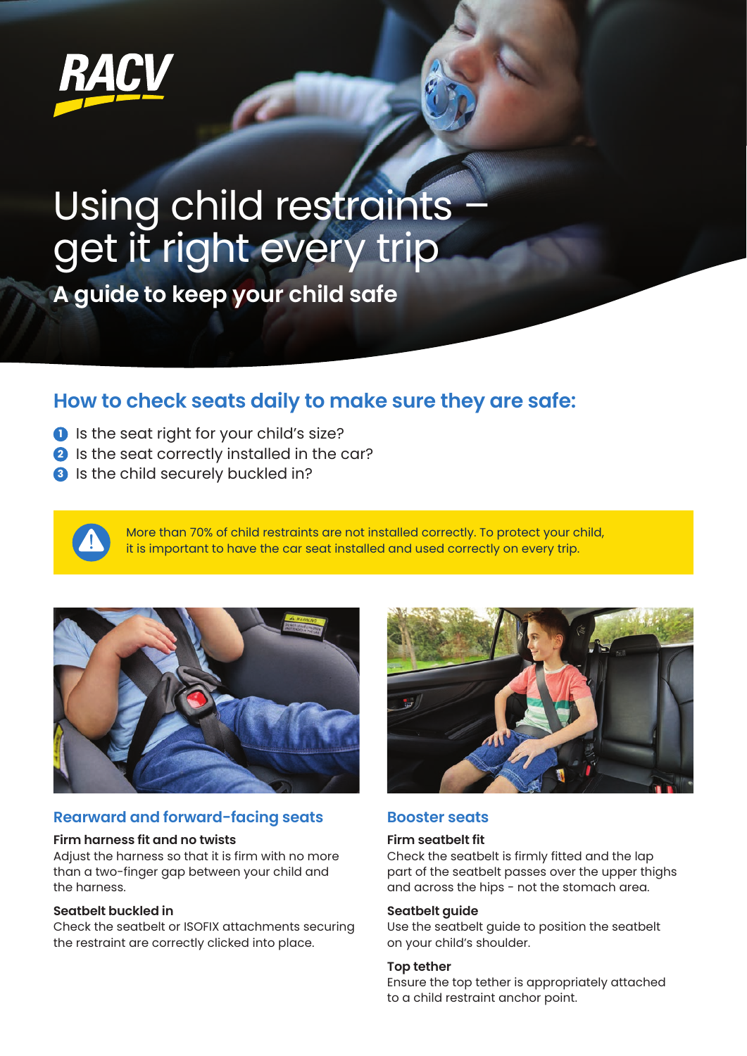RACV

# Using child restraints – get it right every trip

## A guide to keep your child safe

## How to check seats daily to make sure they are safe:

1. Is the seat right for your child's size?
2. Is the seat correctly installed in the car?
3. Is the child securely buckled in?

More than 70% of child restraints are not installed correctly. To protect your child, it is important to have the car seat installed and used correctly on every trip.

### Rearward and forward-facing seats

**Firm harness fit and no twists**
Adjust the harness so that it is firm with no more than a two-finger gap between your child and the harness.

**Seatbelt buckled in**
Check the seatbelt or ISOFIX attachments securing the restraint are correctly clicked into place.

### Booster seats

**Firm seatbelt fit**
Check the seatbelt is firmly fitted and the lap part of the seatbelt passes over the upper thighs and across the hips - not the stomach area.

**Seatbelt guide**
Use the seatbelt guide to position the seatbelt on your child's shoulder.

**Top tether**
Ensure the top tether is appropriately attached to a child restraint anchor point.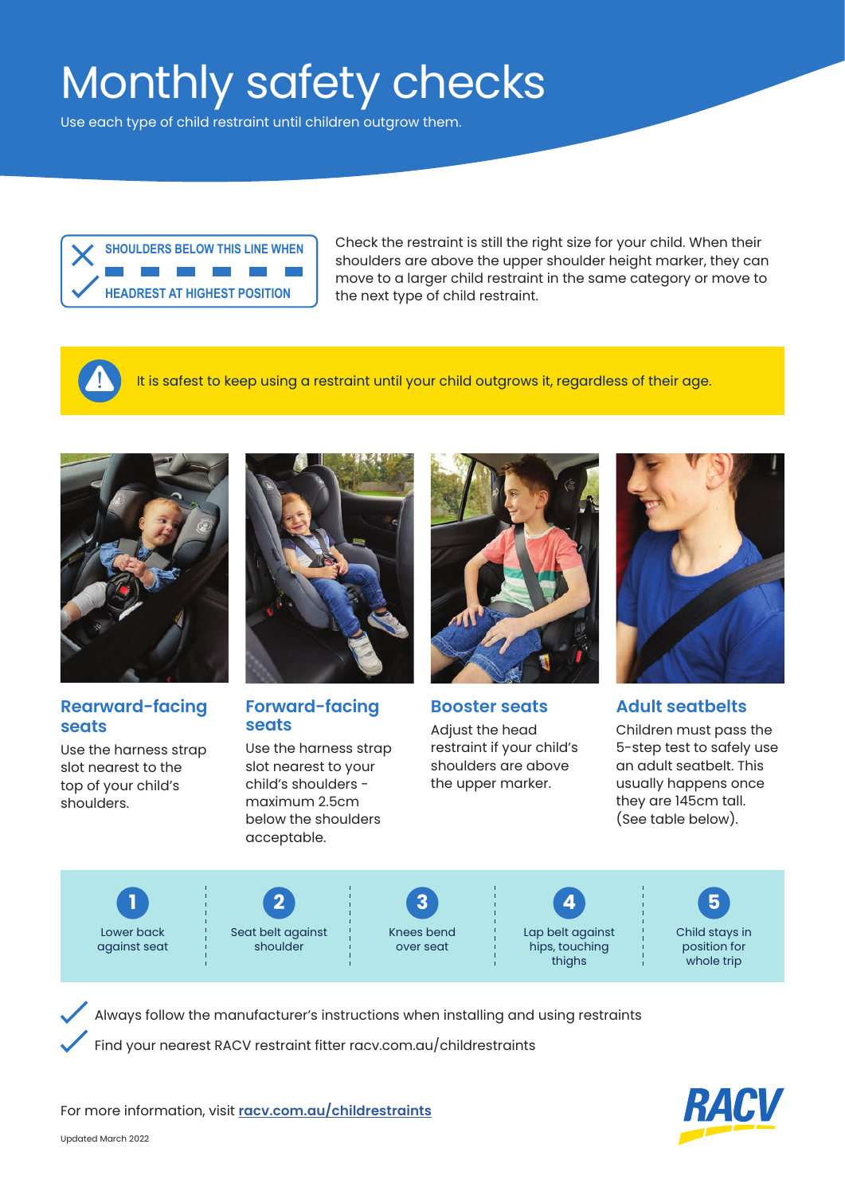# Monthly safety checks

Use each type of child restraint until children outgrow them.

SHOULDERS BELOW THIS LINE WHEN HEADREST AT HIGHEST POSITION

Check the restraint is still the right size for your child. When their shoulders are above the upper shoulder height marker, they can move to a larger child restraint in the same category or move to the next type of child restraint.

It is safest to keep using a restraint until your child outgrows it, regardless of their age.

## Rearward-facing seats

Use the harness strap slot nearest to the top of your child's shoulders.

## Forward-facing seats

Use the harness strap slot nearest to your child's shoulders - maximum 2.5cm below the shoulders acceptable.

## Booster seats

Adjust the head restraint if your child's shoulders are above the upper marker.

## Adult seatbelts

Children must pass the 5-step test to safely use an adult seatbelt. This usually happens once they are 145cm tall. (See table below).

| 1 | 2 | 3 | 4 | 5 |
|---|---|---|---|---|
| Lower back against seat | Seat belt against shoulder | Knees bend over seat | Lap belt against hips, touching thighs | Child stays in position for whole trip |

- Always follow the manufacturer's instructions when installing and using restraints
- Find your nearest RACV restraint fitter racv.com.au/childrestraints

For more information, visit **racv.com.au/childrestraints**

RACV

Updated March 2022